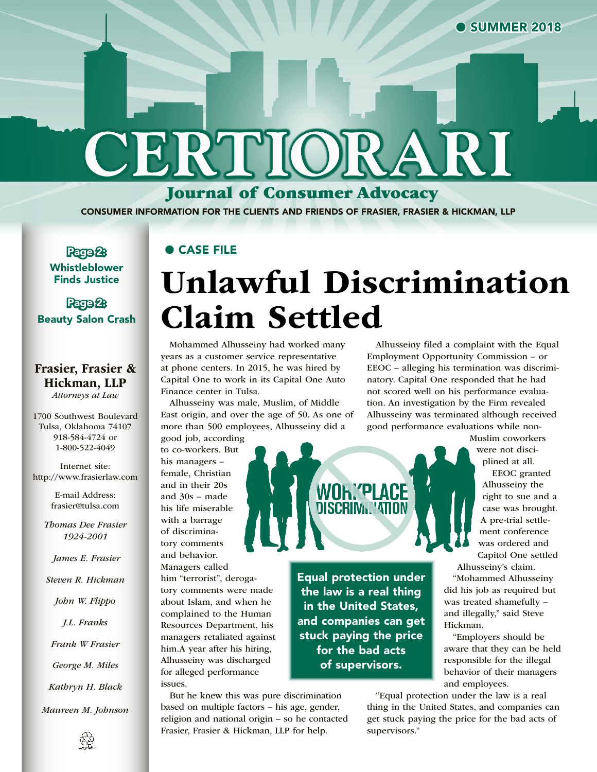SUMMER 2018

# CERTIORARI

## Journal of Consumer Advocacy

CONSUMER INFORMATION FOR THE CLIENTS AND FRIENDS OF FRASIER, FRASIER & HICKMAN, LLP

**Page 2:** Whistleblower Finds Justice

**Page 2:** Beauty Salon Crash

**Frasier, Frasier & Hickman, LLP**
*Attorneys at Law*

1700 Southwest Boulevard
Tulsa, Oklahoma 74107
918-584-4724 or
1-800-522-4049

Internet site:
http://www.frasierlaw.com

E-mail Address:
frasier@tulsa.com

*Thomas Dee Frasier*
*1924-2001*

*James E. Frasier*

*Steven R. Hickman*

*John W. Flippo*

*J.L. Franks*

*Frank W Frasier*

*George M. Miles*

*Kathryn H. Black*

*Maureen M. Johnson*

CASE FILE

# Unlawful Discrimination Claim Settled

Mohammed Alhusseiny had worked many years as a customer service representative at phone centers. In 2015, he was hired by Capital One to work in its Capital One Auto Finance center in Tulsa.

Alhusseiny was male, Muslim, of Middle East origin, and over the age of 50. As one of more than 500 employees, Alhusseiny did a good job, according to co-workers. But his managers – female, Christian and in their 20s and 30s – made his life miserable with a barrage of discriminatory comments and behavior. Managers called him "terrorist", derogatory comments were made about Islam, and when he complained to the Human Resources Department, his managers retaliated against him.A year after his hiring, Alhusseiny was discharged for alleged performance issues.

But he knew this was pure discrimination based on multiple factors – his age, gender, religion and national origin – so he contacted Frasier, Frasier & Hickman, LLP for help.

Alhusseiny filed a complaint with the Equal Employment Opportunity Commission – or EEOC – alleging his termination was discriminatory. Capital One responded that he had not scored well on his performance evaluation. An investigation by the Firm revealed Alhusseiny was terminated although received good performance evaluations while non-Muslim coworkers were not disciplined at all.

EEOC granted Alhusseiny the right to sue and a case was brought. A pre-trial settlement conference was ordered and Capitol One settled Alhusseiny's claim.

"Mohammed Alhusseiny did his job as required but was treated shamefully – and illegally," said Steve Hickman.

"Employers should be aware that they can be held responsible for the illegal behavior of their managers and employees.

"Equal protection under the law is a real thing in the United States, and companies can get stuck paying the price for the bad acts of supervisors."

**Equal protection under the law is a real thing in the United States, and companies can get stuck paying the price for the bad acts of supervisors.**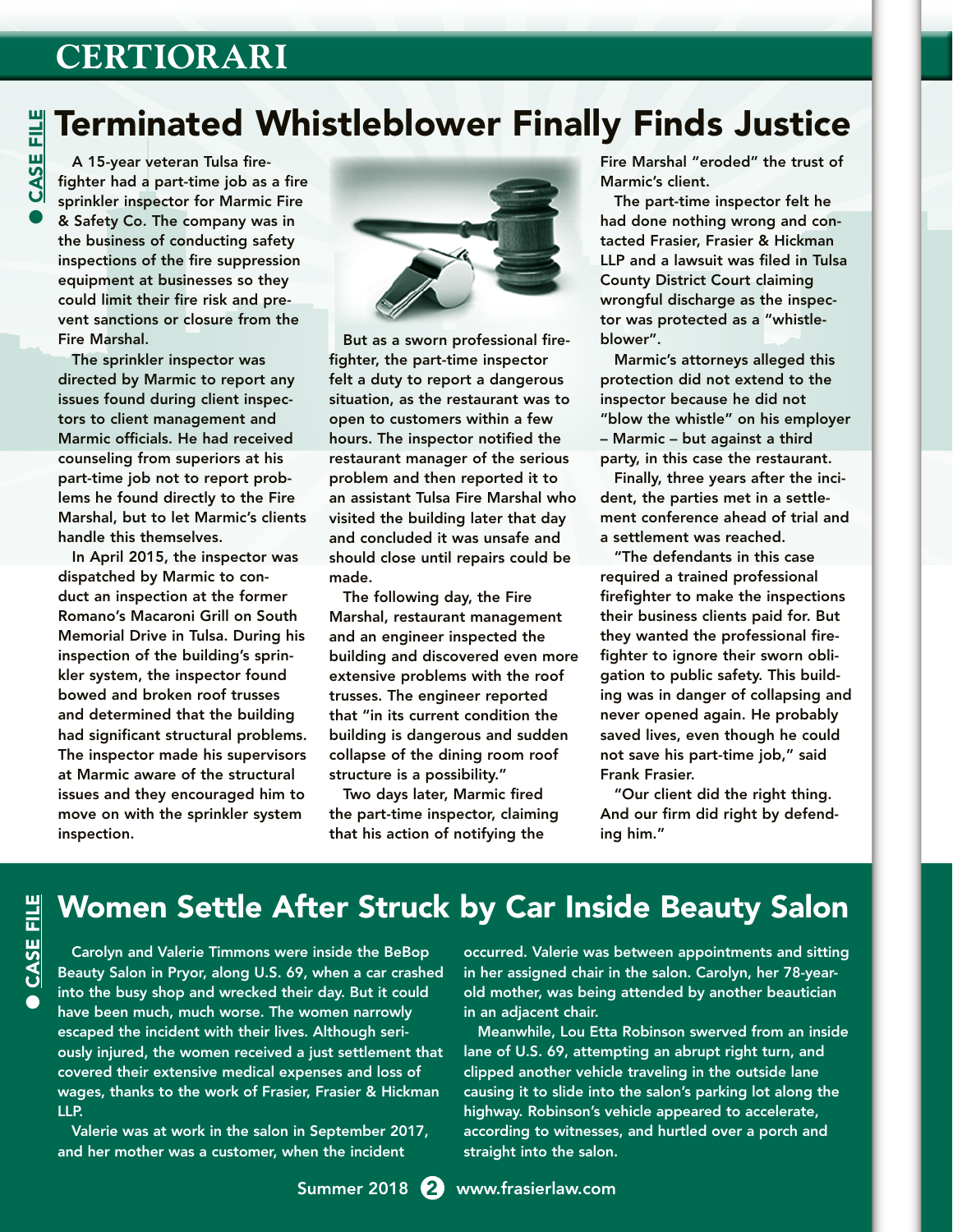# CERTIORARI

CASE FILE

## Terminated Whistleblower Finally Finds Justice

A 15-year veteran Tulsa firefighter had a part-time job as a fire sprinkler inspector for Marmic Fire & Safety Co. The company was in the business of conducting safety inspections of the fire suppression equipment at businesses so they could limit their fire risk and prevent sanctions or closure from the Fire Marshal.

The sprinkler inspector was directed by Marmic to report any issues found during client inspectors to client management and Marmic officials. He had received counseling from superiors at his part-time job not to report problems he found directly to the Fire Marshal, but to let Marmic's clients handle this themselves.

In April 2015, the inspector was dispatched by Marmic to conduct an inspection at the former Romano's Macaroni Grill on South Memorial Drive in Tulsa. During his inspection of the building's sprinkler system, the inspector found bowed and broken roof trusses and determined that the building had significant structural problems. The inspector made his supervisors at Marmic aware of the structural issues and they encouraged him to move on with the sprinkler system inspection.

But as a sworn professional firefighter, the part-time inspector felt a duty to report a dangerous situation, as the restaurant was to open to customers within a few hours. The inspector notified the restaurant manager of the serious problem and then reported it to an assistant Tulsa Fire Marshal who visited the building later that day and concluded it was unsafe and should close until repairs could be made.

The following day, the Fire Marshal, restaurant management and an engineer inspected the building and discovered even more extensive problems with the roof trusses. The engineer reported that "in its current condition the building is dangerous and sudden collapse of the dining room roof structure is a possibility."

Two days later, Marmic fired the part-time inspector, claiming that his action of notifying the Fire Marshal "eroded" the trust of Marmic's client.

The part-time inspector felt he had done nothing wrong and contacted Frasier, Frasier & Hickman LLP and a lawsuit was filed in Tulsa County District Court claiming wrongful discharge as the inspector was protected as a "whistleblower".

Marmic's attorneys alleged this protection did not extend to the inspector because he did not "blow the whistle" on his employer – Marmic – but against a third party, in this case the restaurant.

Finally, three years after the incident, the parties met in a settlement conference ahead of trial and a settlement was reached.

"The defendants in this case required a trained professional firefighter to make the inspections their business clients paid for. But they wanted the professional firefighter to ignore their sworn obligation to public safety. This building was in danger of collapsing and never opened again. He probably saved lives, even though he could not save his part-time job," said Frank Frasier.

"Our client did the right thing. And our firm did right by defending him."

CASE FILE

## Women Settle After Struck by Car Inside Beauty Salon

Carolyn and Valerie Timmons were inside the BeBop Beauty Salon in Pryor, along U.S. 69, when a car crashed into the busy shop and wrecked their day. But it could have been much, much worse. The women narrowly escaped the incident with their lives. Although seriously injured, the women received a just settlement that covered their extensive medical expenses and loss of wages, thanks to the work of Frasier, Frasier & Hickman LLP.

Valerie was at work in the salon in September 2017, and her mother was a customer, when the incident occurred. Valerie was between appointments and sitting in her assigned chair in the salon. Carolyn, her 78-year-old mother, was being attended by another beautician in an adjacent chair.

Meanwhile, Lou Etta Robinson swerved from an inside lane of U.S. 69, attempting an abrupt right turn, and clipped another vehicle traveling in the outside lane causing it to slide into the salon's parking lot along the highway. Robinson's vehicle appeared to accelerate, according to witnesses, and hurtled over a porch and straight into the salon.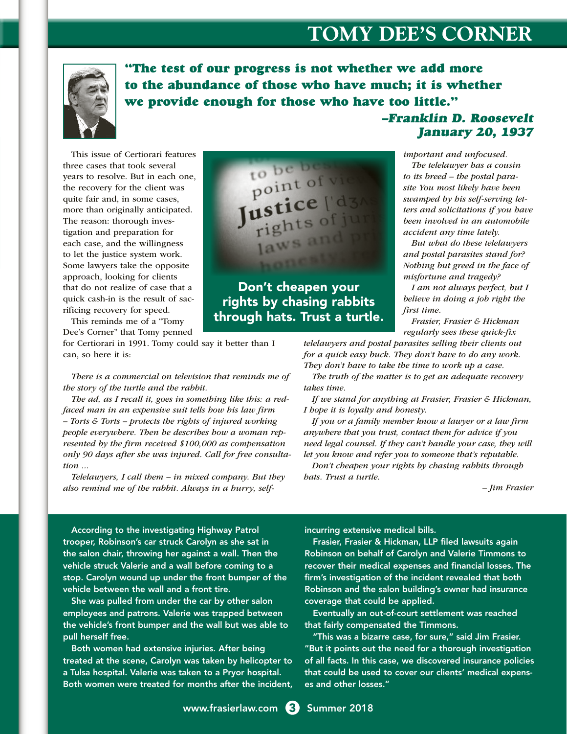# TOMY DEE'S CORNER

***"The test of our progress is not whether we add more to the abundance of those who have much; it is whether we provide enough for those who have too little."***

***–Franklin D. Roosevelt***
***January 20, 1937***

This issue of Certiorari features three cases that took several years to resolve. But in each one, the recovery for the client was quite fair and, in some cases, more than originally anticipated. The reason: thorough investigation and preparation for each case, and the willingness to let the justice system work. Some lawyers take the opposite approach, looking for clients that do not realize of case that a quick cash-in is the result of sacrificing recovery for speed.

This reminds me of a "Tomy Dee's Corner" that Tomy penned for Certiorari in 1991. Tomy could say it better than I can, so here it is:

*There is a commercial on television that reminds me of the story of the turtle and the rabbit.*

*The ad, as I recall it, goes in something like this: a red-faced man in an expensive suit tells how his law firm – Torts & Torts – protects the rights of injured working people everywhere. Then he describes how a woman represented by the firm received $100,000 as compensation only 90 days after she was injured. Call for free consultation ...*

*Telelawyers, I call them – in mixed company. But they also remind me of the rabbit. Always in a hurry, self-important and unfocused.*

*The telelawyer has a cousin to its breed – the postal parasite You most likely have been swamped by his self-serving letters and solicitations if you have been involved in an automobile accident any time lately.*

*But what do these telelawyers and postal parasites stand for? Nothing but greed in the face of misfortune and tragedy?*

*I am not always perfect, but I believe in doing a job right the first time.*

*Frasier, Frasier & Hickman regularly sees these quick-fix telelawyers and postal parasites selling their clients out for a quick easy buck. They don't have to do any work. They don't have to take the time to work up a case.*

*The truth of the matter is to get an adequate recovery takes time.*

*If we stand for anything at Frasier, Frasier & Hickman, I hope it is loyalty and honesty.*

*If you or a family member know a lawyer or a law firm anywhere that you trust, contact them for advice if you need legal counsel. If they can't handle your case, they will let you know and refer you to someone that's reputable.*

*Don't cheapen your rights by chasing rabbits through hats. Trust a turtle.*

*– Jim Frasier*

**Don't cheapen your rights by chasing rabbits through hats. Trust a turtle.**

According to the investigating Highway Patrol trooper, Robinson's car struck Carolyn as she sat in the salon chair, throwing her against a wall. Then the vehicle struck Valerie and a wall before coming to a stop. Carolyn wound up under the front bumper of the vehicle between the wall and a front tire.

She was pulled from under the car by other salon employees and patrons. Valerie was trapped between the vehicle's front bumper and the wall but was able to pull herself free.

Both women had extensive injuries. After being treated at the scene, Carolyn was taken by helicopter to a Tulsa hospital. Valerie was taken to a Pryor hospital. Both women were treated for months after the incident, incurring extensive medical bills.

Frasier, Frasier & Hickman, LLP filed lawsuits again Robinson on behalf of Carolyn and Valerie Timmons to recover their medical expenses and financial losses. The firm's investigation of the incident revealed that both Robinson and the salon building's owner had insurance coverage that could be applied.

Eventually an out-of-court settlement was reached that fairly compensated the Timmons.

"This was a bizarre case, for sure," said Jim Frasier. "But it points out the need for a thorough investigation of all facts. In this case, we discovered insurance policies that could be used to cover our clients' medical expenses and other losses."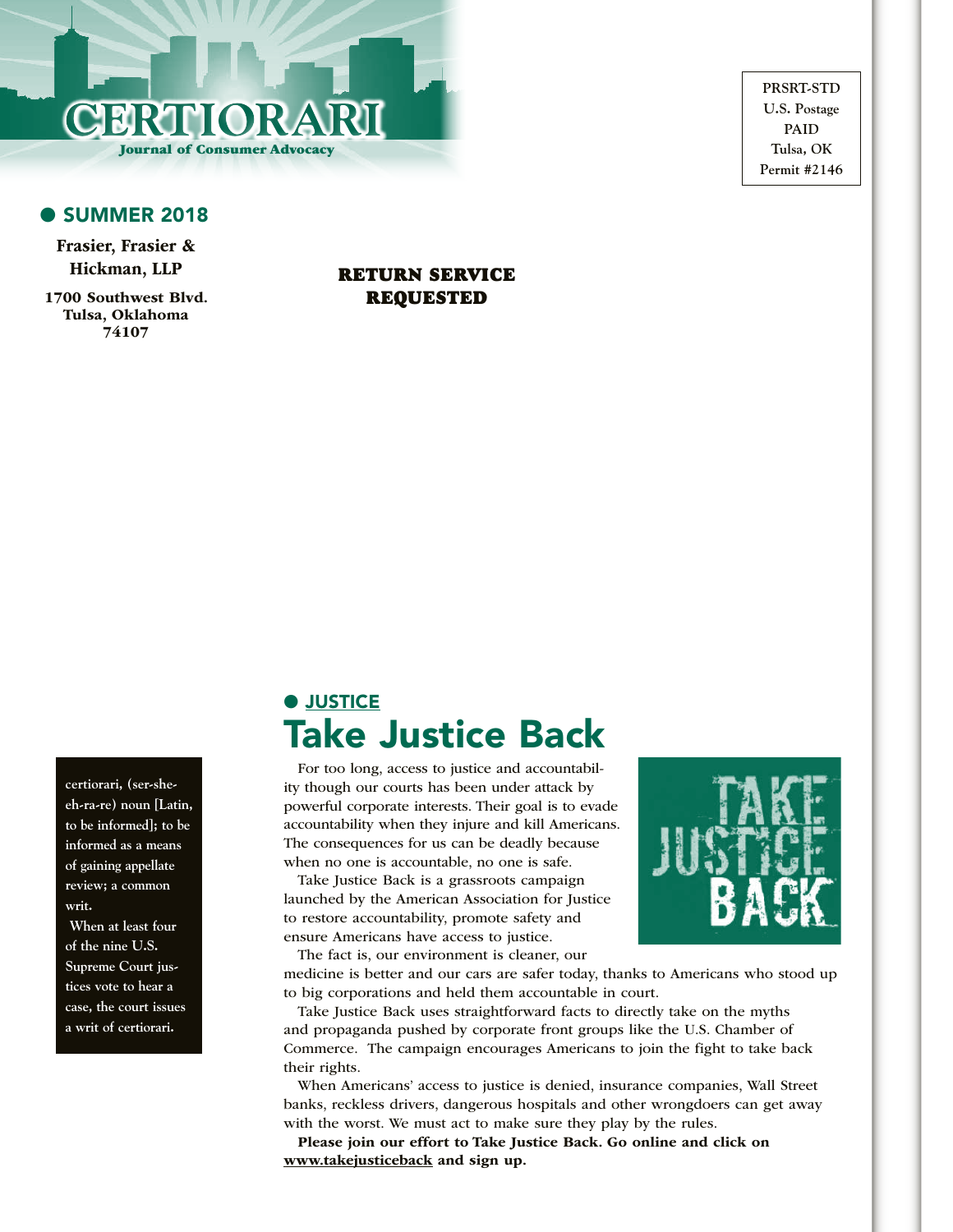# CERTIORARI

**Journal of Consumer Advocacy**

PRSRT-STD
U.S. Postage
PAID
Tulsa, OK
Permit #2146

## SUMMER 2018

**Frasier, Frasier & Hickman, LLP**

**1700 Southwest Blvd.**
**Tulsa, Oklahoma**
**74107**

**RETURN SERVICE REQUESTED**

**certiorari, (ser-she-eh-ra-re) noun [Latin, to be informed]; to be informed as a means of gaining appellate review; a common writ.**

**When at least four of the nine U.S. Supreme Court justices vote to hear a case, the court issues a writ of certiorari.**

JUSTICE

# Take Justice Back

For too long, access to justice and accountability though our courts has been under attack by powerful corporate interests. Their goal is to evade accountability when they injure and kill Americans. The consequences for us can be deadly because when no one is accountable, no one is safe.

Take Justice Back is a grassroots campaign launched by the American Association for Justice to restore accountability, promote safety and ensure Americans have access to justice.

The fact is, our environment is cleaner, our medicine is better and our cars are safer today, thanks to Americans who stood up to big corporations and held them accountable in court.

Take Justice Back uses straightforward facts to directly take on the myths and propaganda pushed by corporate front groups like the U.S. Chamber of Commerce. The campaign encourages Americans to join the fight to take back their rights.

When Americans' access to justice is denied, insurance companies, Wall Street banks, reckless drivers, dangerous hospitals and other wrongdoers can get away with the worst. We must act to make sure they play by the rules.

**Please join our effort to Take Justice Back. Go online and click on www.takejusticeback and sign up.**